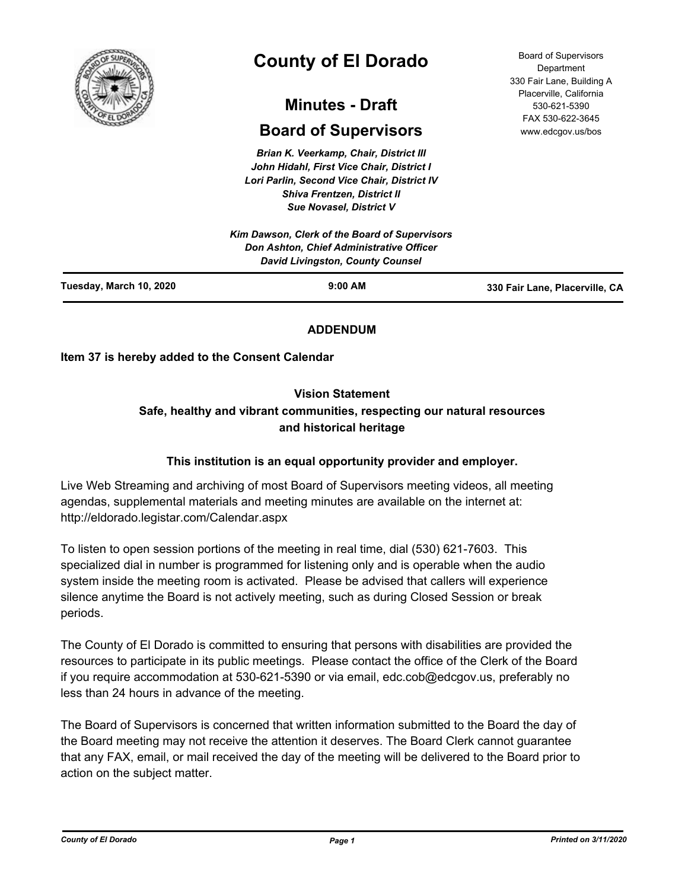# County of El Dorado

## Minutes - Draft

## Board of Supervisors

Board of Supervisors Department
330 Fair Lane, Building A
Placerville, California
530-621-5390
FAX 530-622-3645
www.edcgov.us/bos

*Brian K. Veerkamp, Chair, District III*
*John Hidahl, First Vice Chair, District I*
*Lori Parlin, Second Vice Chair, District IV*
*Shiva Frentzen, District II*
*Sue Novasel, District V*

*Kim Dawson, Clerk of the Board of Supervisors*
*Don Ashton, Chief Administrative Officer*
*David Livingston, County Counsel*

**Tuesday, March 10, 2020** | **9:00 AM** | **330 Fair Lane, Placerville, CA**

**ADDENDUM**

**Item 37 is hereby added to the Consent Calendar**

**Vision Statement**
**Safe, healthy and vibrant communities, respecting our natural resources and historical heritage**

**This institution is an equal opportunity provider and employer.**

Live Web Streaming and archiving of most Board of Supervisors meeting videos, all meeting agendas, supplemental materials and meeting minutes are available on the internet at: http://eldorado.legistar.com/Calendar.aspx

To listen to open session portions of the meeting in real time, dial (530) 621-7603. This specialized dial in number is programmed for listening only and is operable when the audio system inside the meeting room is activated. Please be advised that callers will experience silence anytime the Board is not actively meeting, such as during Closed Session or break periods.

The County of El Dorado is committed to ensuring that persons with disabilities are provided the resources to participate in its public meetings. Please contact the office of the Clerk of the Board if you require accommodation at 530-621-5390 or via email, edc.cob@edcgov.us, preferably no less than 24 hours in advance of the meeting.

The Board of Supervisors is concerned that written information submitted to the Board the day of the Board meeting may not receive the attention it deserves. The Board Clerk cannot guarantee that any FAX, email, or mail received the day of the meeting will be delivered to the Board prior to action on the subject matter.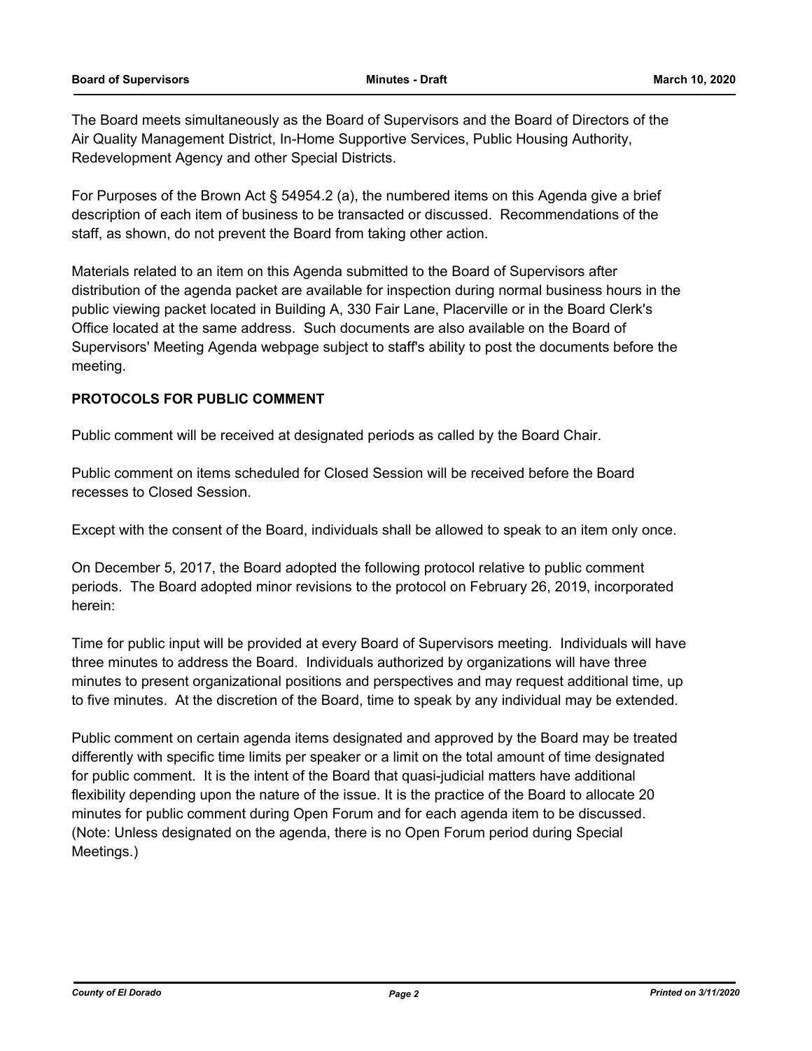The Board meets simultaneously as the Board of Supervisors and the Board of Directors of the Air Quality Management District, In-Home Supportive Services, Public Housing Authority, Redevelopment Agency and other Special Districts.

For Purposes of the Brown Act § 54954.2 (a), the numbered items on this Agenda give a brief description of each item of business to be transacted or discussed. Recommendations of the staff, as shown, do not prevent the Board from taking other action.

Materials related to an item on this Agenda submitted to the Board of Supervisors after distribution of the agenda packet are available for inspection during normal business hours in the public viewing packet located in Building A, 330 Fair Lane, Placerville or in the Board Clerk's Office located at the same address. Such documents are also available on the Board of Supervisors' Meeting Agenda webpage subject to staff's ability to post the documents before the meeting.

**PROTOCOLS FOR PUBLIC COMMENT**

Public comment will be received at designated periods as called by the Board Chair.

Public comment on items scheduled for Closed Session will be received before the Board recesses to Closed Session.

Except with the consent of the Board, individuals shall be allowed to speak to an item only once.

On December 5, 2017, the Board adopted the following protocol relative to public comment periods. The Board adopted minor revisions to the protocol on February 26, 2019, incorporated herein:

Time for public input will be provided at every Board of Supervisors meeting. Individuals will have three minutes to address the Board. Individuals authorized by organizations will have three minutes to present organizational positions and perspectives and may request additional time, up to five minutes. At the discretion of the Board, time to speak by any individual may be extended.

Public comment on certain agenda items designated and approved by the Board may be treated differently with specific time limits per speaker or a limit on the total amount of time designated for public comment. It is the intent of the Board that quasi-judicial matters have additional flexibility depending upon the nature of the issue. It is the practice of the Board to allocate 20 minutes for public comment during Open Forum and for each agenda item to be discussed. (Note: Unless designated on the agenda, there is no Open Forum period during Special Meetings.)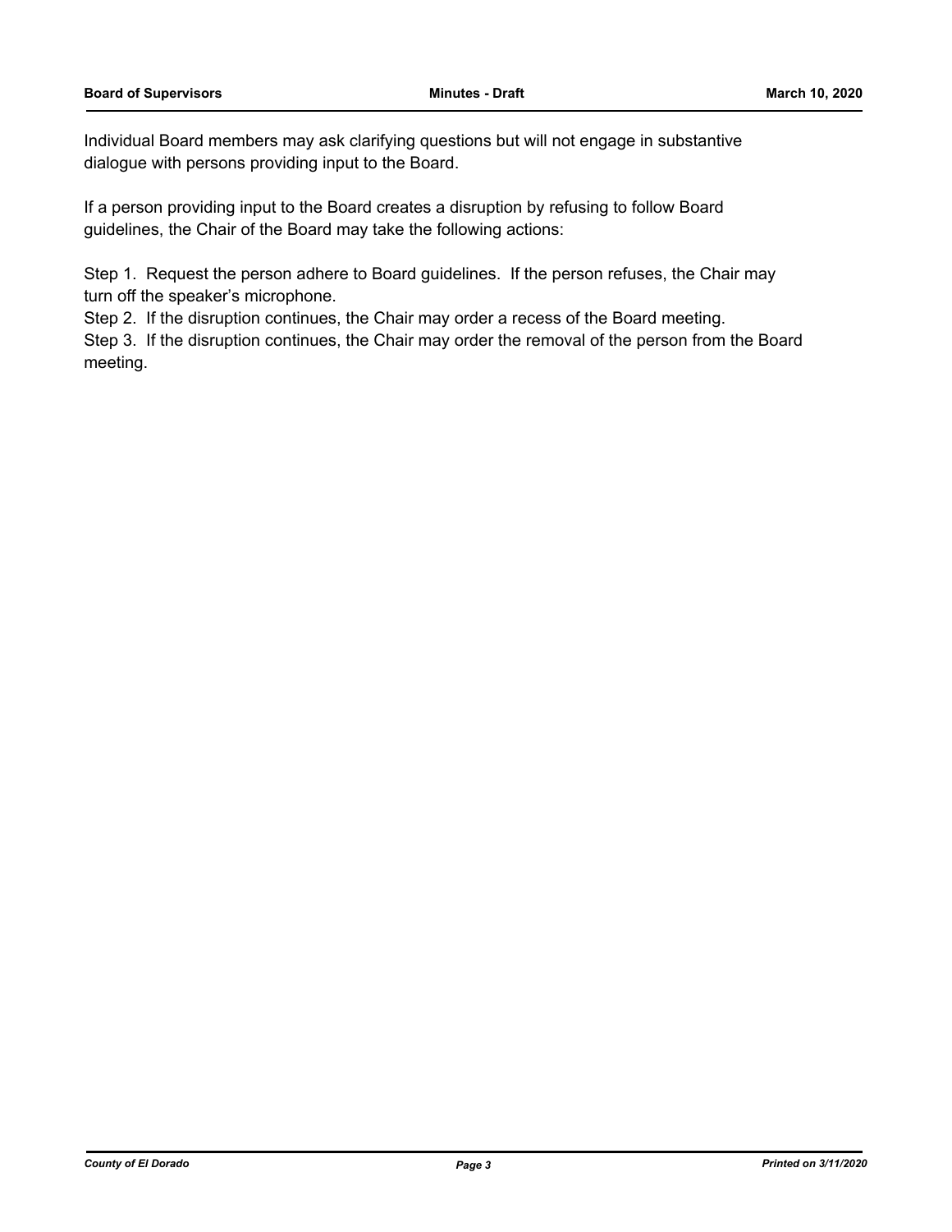Individual Board members may ask clarifying questions but will not engage in substantive dialogue with persons providing input to the Board.

If a person providing input to the Board creates a disruption by refusing to follow Board guidelines, the Chair of the Board may take the following actions:

Step 1. Request the person adhere to Board guidelines. If the person refuses, the Chair may turn off the speaker's microphone.
Step 2. If the disruption continues, the Chair may order a recess of the Board meeting.
Step 3. If the disruption continues, the Chair may order the removal of the person from the Board meeting.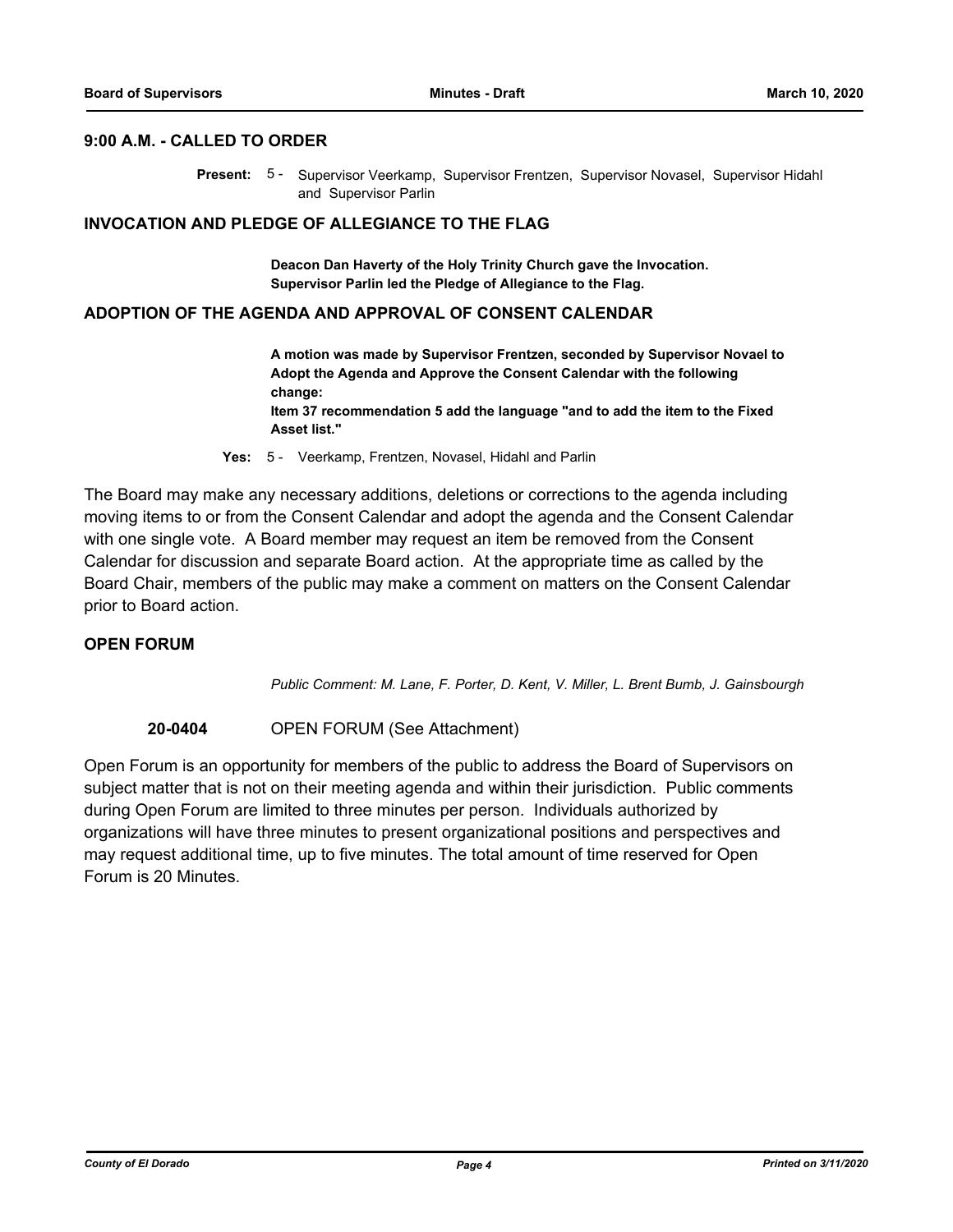## 9:00 A.M. - CALLED TO ORDER

**Present:** 5 - Supervisor Veerkamp, Supervisor Frentzen, Supervisor Novasel, Supervisor Hidahl and Supervisor Parlin

## INVOCATION AND PLEDGE OF ALLEGIANCE TO THE FLAG

**Deacon Dan Haverty of the Holy Trinity Church gave the Invocation.**
**Supervisor Parlin led the Pledge of Allegiance to the Flag.**

## ADOPTION OF THE AGENDA AND APPROVAL OF CONSENT CALENDAR

**A motion was made by Supervisor Frentzen, seconded by Supervisor Novael to Adopt the Agenda and Approve the Consent Calendar with the following change:**
**Item 37 recommendation 5 add the language "and to add the item to the Fixed Asset list."**

**Yes:** 5 - Veerkamp, Frentzen, Novasel, Hidahl and Parlin

The Board may make any necessary additions, deletions or corrections to the agenda including moving items to or from the Consent Calendar and adopt the agenda and the Consent Calendar with one single vote. A Board member may request an item be removed from the Consent Calendar for discussion and separate Board action. At the appropriate time as called by the Board Chair, members of the public may make a comment on matters on the Consent Calendar prior to Board action.

## OPEN FORUM

*Public Comment: M. Lane, F. Porter, D. Kent, V. Miller, L. Brent Bumb, J. Gainsbourgh*

**20-0404** OPEN FORUM (See Attachment)

Open Forum is an opportunity for members of the public to address the Board of Supervisors on subject matter that is not on their meeting agenda and within their jurisdiction. Public comments during Open Forum are limited to three minutes per person. Individuals authorized by organizations will have three minutes to present organizational positions and perspectives and may request additional time, up to five minutes. The total amount of time reserved for Open Forum is 20 Minutes.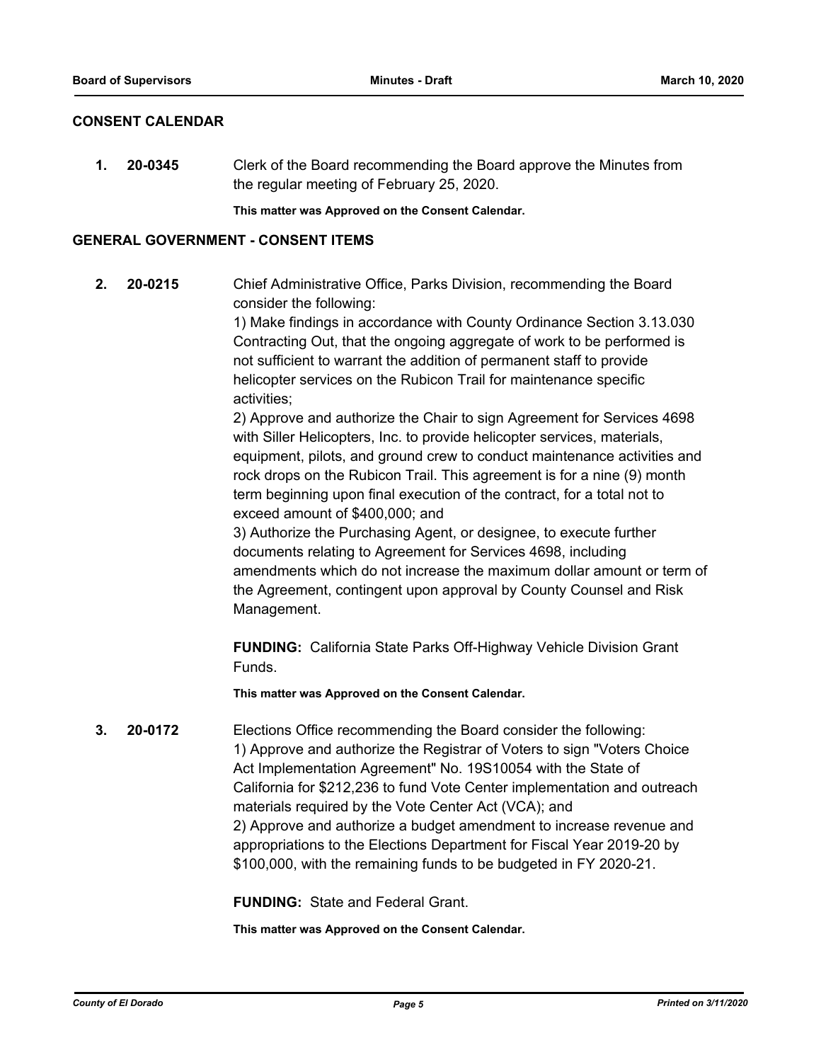## CONSENT CALENDAR

**1. 20-0345** Clerk of the Board recommending the Board approve the Minutes from the regular meeting of February 25, 2020.

**This matter was Approved on the Consent Calendar.**

## GENERAL GOVERNMENT - CONSENT ITEMS

**2. 20-0215** Chief Administrative Office, Parks Division, recommending the Board consider the following:

1) Make findings in accordance with County Ordinance Section 3.13.030 Contracting Out, that the ongoing aggregate of work to be performed is not sufficient to warrant the addition of permanent staff to provide helicopter services on the Rubicon Trail for maintenance specific activities;

2) Approve and authorize the Chair to sign Agreement for Services 4698 with Siller Helicopters, Inc. to provide helicopter services, materials, equipment, pilots, and ground crew to conduct maintenance activities and rock drops on the Rubicon Trail. This agreement is for a nine (9) month term beginning upon final execution of the contract, for a total not to exceed amount of $400,000; and

3) Authorize the Purchasing Agent, or designee, to execute further documents relating to Agreement for Services 4698, including amendments which do not increase the maximum dollar amount or term of the Agreement, contingent upon approval by County Counsel and Risk Management.

**FUNDING:** California State Parks Off-Highway Vehicle Division Grant Funds.

**This matter was Approved on the Consent Calendar.**

**3. 20-0172** Elections Office recommending the Board consider the following:

1) Approve and authorize the Registrar of Voters to sign "Voters Choice Act Implementation Agreement" No. 19S10054 with the State of California for $212,236 to fund Vote Center implementation and outreach materials required by the Vote Center Act (VCA); and

2) Approve and authorize a budget amendment to increase revenue and appropriations to the Elections Department for Fiscal Year 2019-20 by $100,000, with the remaining funds to be budgeted in FY 2020-21.

**FUNDING:** State and Federal Grant.

**This matter was Approved on the Consent Calendar.**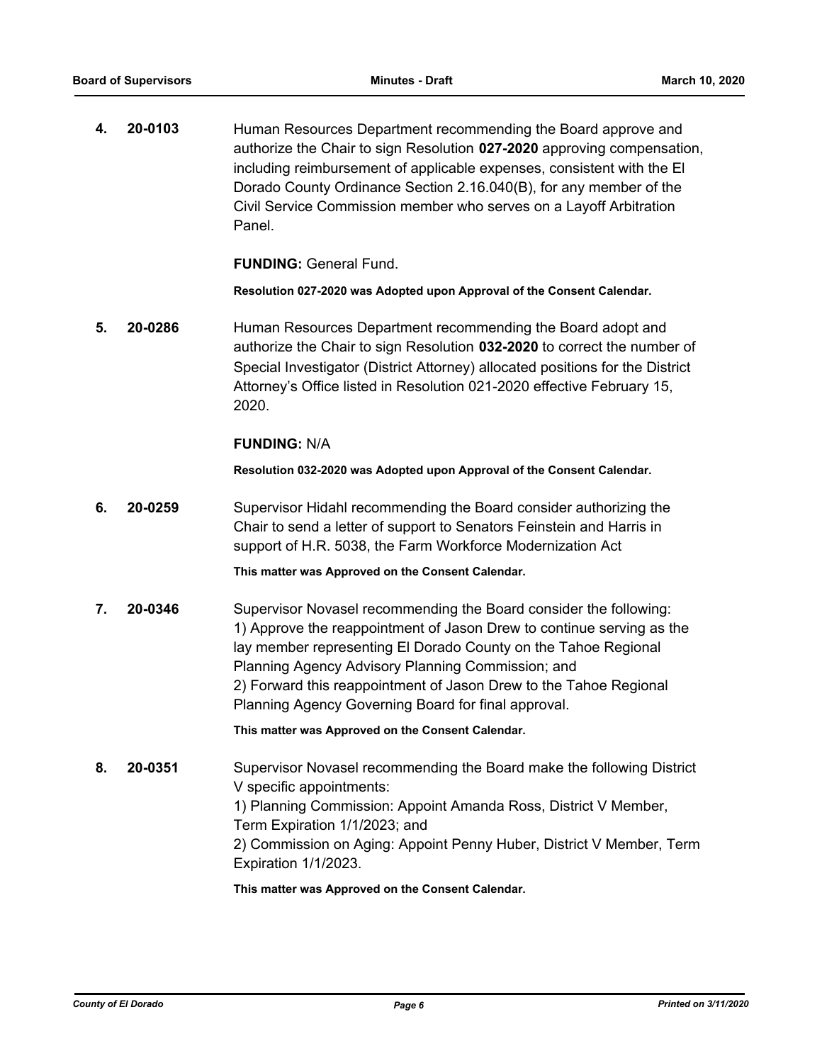**4. 20-0103** Human Resources Department recommending the Board approve and authorize the Chair to sign Resolution **027-2020** approving compensation, including reimbursement of applicable expenses, consistent with the El Dorado County Ordinance Section 2.16.040(B), for any member of the Civil Service Commission member who serves on a Layoff Arbitration Panel.

**FUNDING:** General Fund.

**Resolution 027-2020 was Adopted upon Approval of the Consent Calendar.**

**5. 20-0286** Human Resources Department recommending the Board adopt and authorize the Chair to sign Resolution **032-2020** to correct the number of Special Investigator (District Attorney) allocated positions for the District Attorney's Office listed in Resolution 021-2020 effective February 15, 2020.

**FUNDING:** N/A

**Resolution 032-2020 was Adopted upon Approval of the Consent Calendar.**

**6. 20-0259** Supervisor Hidahl recommending the Board consider authorizing the Chair to send a letter of support to Senators Feinstein and Harris in support of H.R. 5038, the Farm Workforce Modernization Act

**This matter was Approved on the Consent Calendar.**

**7. 20-0346** Supervisor Novasel recommending the Board consider the following:
1) Approve the reappointment of Jason Drew to continue serving as the lay member representing El Dorado County on the Tahoe Regional Planning Agency Advisory Planning Commission; and
2) Forward this reappointment of Jason Drew to the Tahoe Regional Planning Agency Governing Board for final approval.

**This matter was Approved on the Consent Calendar.**

**8. 20-0351** Supervisor Novasel recommending the Board make the following District V specific appointments:
1) Planning Commission: Appoint Amanda Ross, District V Member, Term Expiration 1/1/2023; and
2) Commission on Aging: Appoint Penny Huber, District V Member, Term Expiration 1/1/2023.

**This matter was Approved on the Consent Calendar.**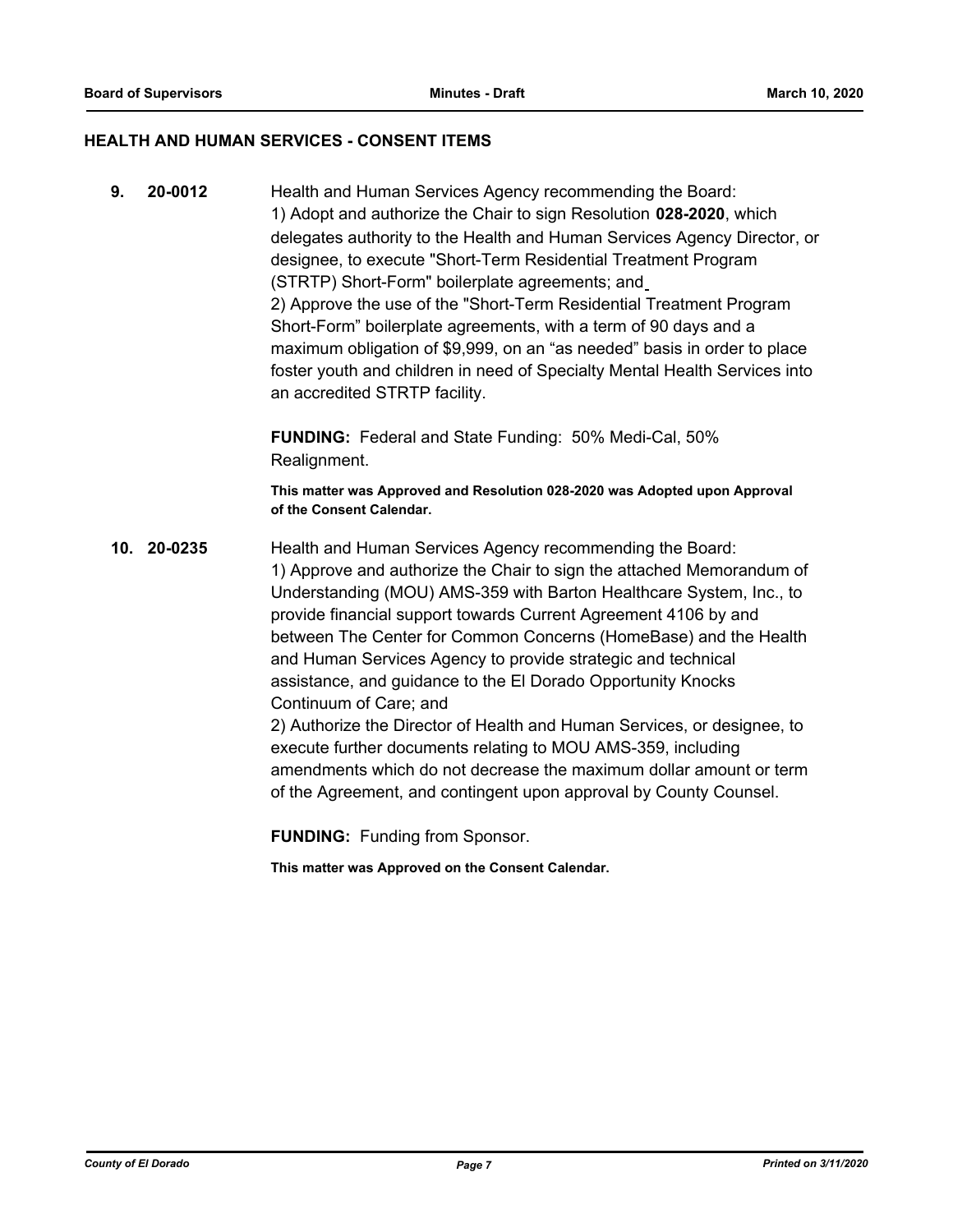## HEALTH AND HUMAN SERVICES - CONSENT ITEMS

**9. 20-0012** Health and Human Services Agency recommending the Board:
1) Adopt and authorize the Chair to sign Resolution **028-2020**, which delegates authority to the Health and Human Services Agency Director, or designee, to execute "Short-Term Residential Treatment Program (STRTP) Short-Form" boilerplate agreements; and
2) Approve the use of the "Short-Term Residential Treatment Program Short-Form" boilerplate agreements, with a term of 90 days and a maximum obligation of $9,999, on an "as needed" basis in order to place foster youth and children in need of Specialty Mental Health Services into an accredited STRTP facility.

**FUNDING:** Federal and State Funding: 50% Medi-Cal, 50% Realignment.

**This matter was Approved and Resolution 028-2020 was Adopted upon Approval of the Consent Calendar.**

**10. 20-0235** Health and Human Services Agency recommending the Board:
1) Approve and authorize the Chair to sign the attached Memorandum of Understanding (MOU) AMS-359 with Barton Healthcare System, Inc., to provide financial support towards Current Agreement 4106 by and between The Center for Common Concerns (HomeBase) and the Health and Human Services Agency to provide strategic and technical assistance, and guidance to the El Dorado Opportunity Knocks Continuum of Care; and
2) Authorize the Director of Health and Human Services, or designee, to execute further documents relating to MOU AMS-359, including amendments which do not decrease the maximum dollar amount or term of the Agreement, and contingent upon approval by County Counsel.

**FUNDING:** Funding from Sponsor.

**This matter was Approved on the Consent Calendar.**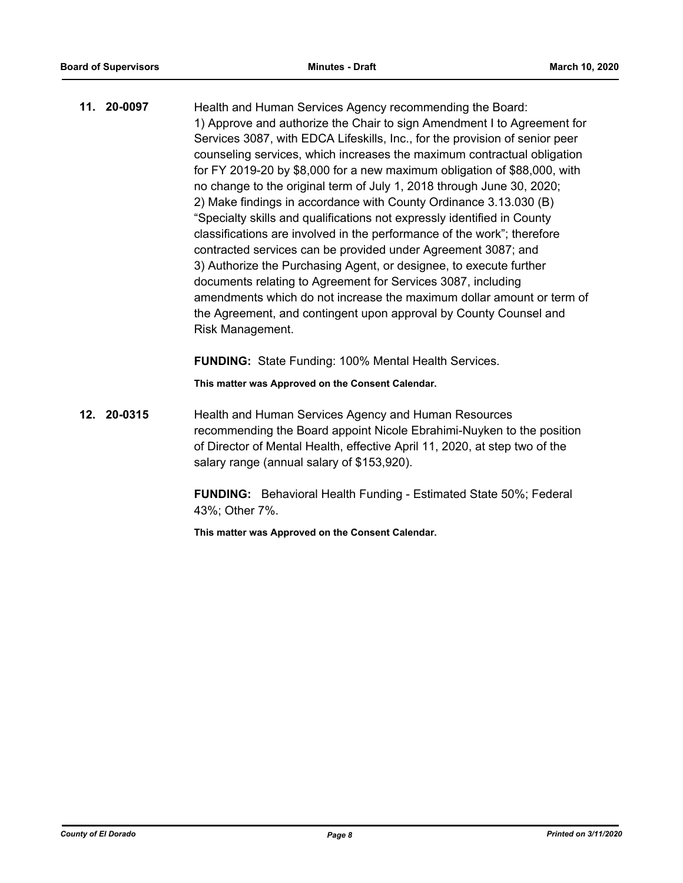**11. 20-0097**

Health and Human Services Agency recommending the Board:
1) Approve and authorize the Chair to sign Amendment I to Agreement for Services 3087, with EDCA Lifeskills, Inc., for the provision of senior peer counseling services, which increases the maximum contractual obligation for FY 2019-20 by $8,000 for a new maximum obligation of $88,000, with no change to the original term of July 1, 2018 through June 30, 2020;
2) Make findings in accordance with County Ordinance 3.13.030 (B) "Specialty skills and qualifications not expressly identified in County classifications are involved in the performance of the work"; therefore contracted services can be provided under Agreement 3087; and
3) Authorize the Purchasing Agent, or designee, to execute further documents relating to Agreement for Services 3087, including amendments which do not increase the maximum dollar amount or term of the Agreement, and contingent upon approval by County Counsel and Risk Management.

**FUNDING:** State Funding: 100% Mental Health Services.

**This matter was Approved on the Consent Calendar.**

**12. 20-0315**

Health and Human Services Agency and Human Resources recommending the Board appoint Nicole Ebrahimi-Nuyken to the position of Director of Mental Health, effective April 11, 2020, at step two of the salary range (annual salary of $153,920).

**FUNDING:** Behavioral Health Funding - Estimated State 50%; Federal 43%; Other 7%.

**This matter was Approved on the Consent Calendar.**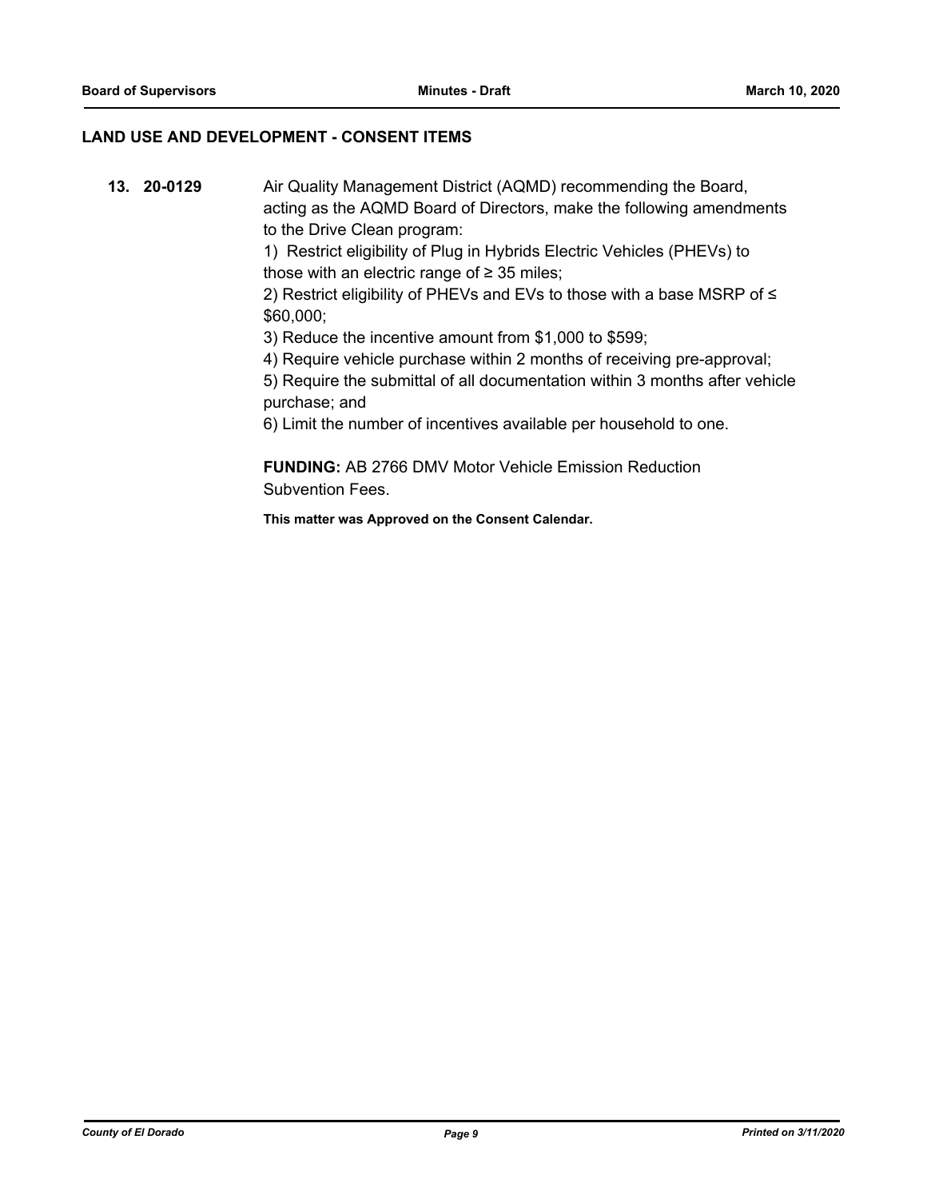## LAND USE AND DEVELOPMENT - CONSENT ITEMS

**13. 20-0129** Air Quality Management District (AQMD) recommending the Board, acting as the AQMD Board of Directors, make the following amendments to the Drive Clean program:

1) Restrict eligibility of Plug in Hybrids Electric Vehicles (PHEVs) to those with an electric range of ≥ 35 miles;
2) Restrict eligibility of PHEVs and EVs to those with a base MSRP of ≤ $60,000;
3) Reduce the incentive amount from $1,000 to $599;
4) Require vehicle purchase within 2 months of receiving pre-approval;
5) Require the submittal of all documentation within 3 months after vehicle purchase; and
6) Limit the number of incentives available per household to one.

**FUNDING:** AB 2766 DMV Motor Vehicle Emission Reduction Subvention Fees.

**This matter was Approved on the Consent Calendar.**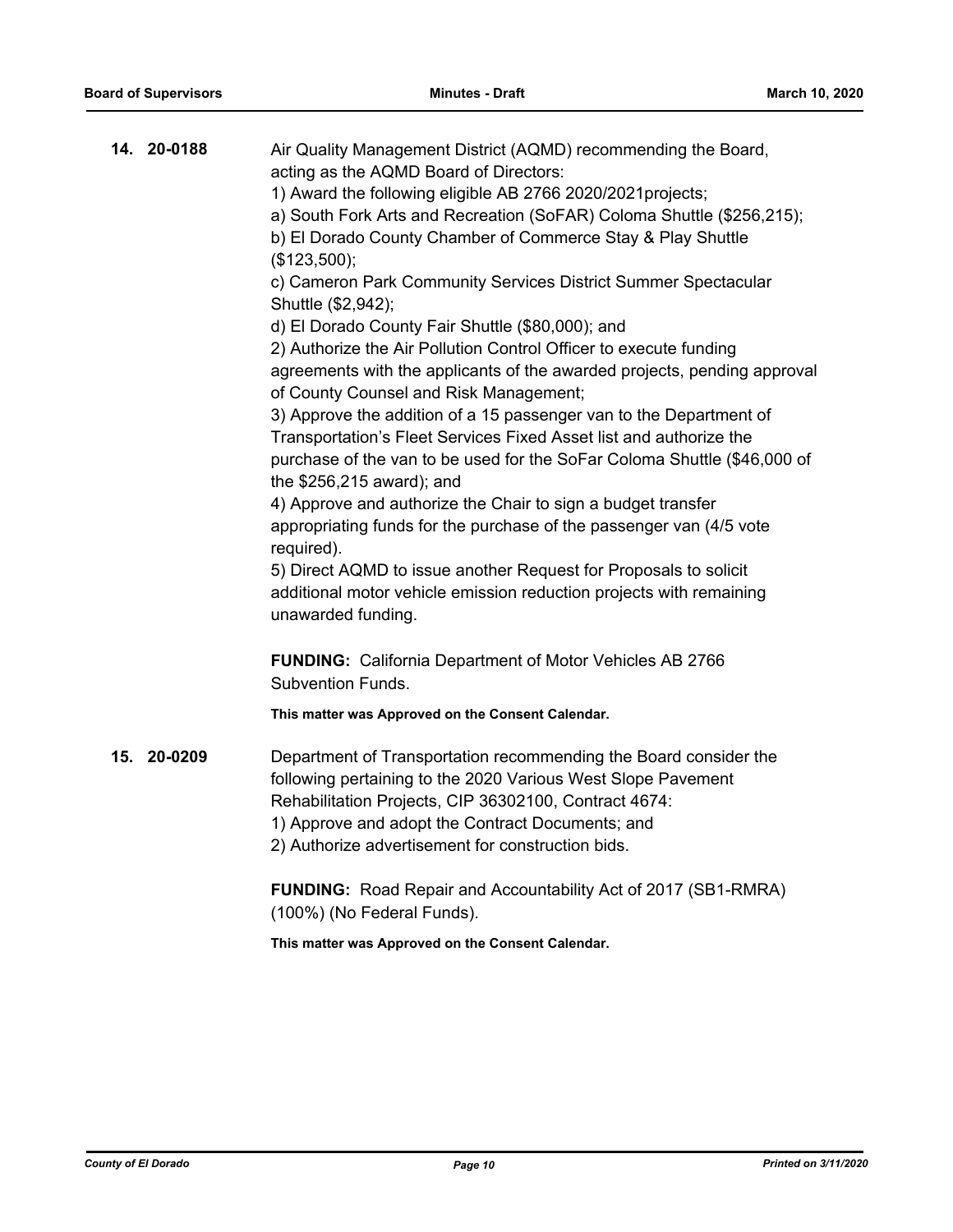**14. 20-0188**

Air Quality Management District (AQMD) recommending the Board, acting as the AQMD Board of Directors:
1) Award the following eligible AB 2766 2020/2021projects;
a) South Fork Arts and Recreation (SoFAR) Coloma Shuttle ($256,215);
b) El Dorado County Chamber of Commerce Stay & Play Shuttle ($123,500);
c) Cameron Park Community Services District Summer Spectacular Shuttle ($2,942);
d) El Dorado County Fair Shuttle ($80,000); and
2) Authorize the Air Pollution Control Officer to execute funding agreements with the applicants of the awarded projects, pending approval of County Counsel and Risk Management;
3) Approve the addition of a 15 passenger van to the Department of Transportation's Fleet Services Fixed Asset list and authorize the purchase of the van to be used for the SoFar Coloma Shuttle ($46,000 of the $256,215 award); and
4) Approve and authorize the Chair to sign a budget transfer appropriating funds for the purchase of the passenger van (4/5 vote required).
5) Direct AQMD to issue another Request for Proposals to solicit additional motor vehicle emission reduction projects with remaining unawarded funding.

**FUNDING:** California Department of Motor Vehicles AB 2766 Subvention Funds.

**This matter was Approved on the Consent Calendar.**

**15. 20-0209**

Department of Transportation recommending the Board consider the following pertaining to the 2020 Various West Slope Pavement Rehabilitation Projects, CIP 36302100, Contract 4674:
1) Approve and adopt the Contract Documents; and
2) Authorize advertisement for construction bids.

**FUNDING:** Road Repair and Accountability Act of 2017 (SB1-RMRA) (100%) (No Federal Funds).

**This matter was Approved on the Consent Calendar.**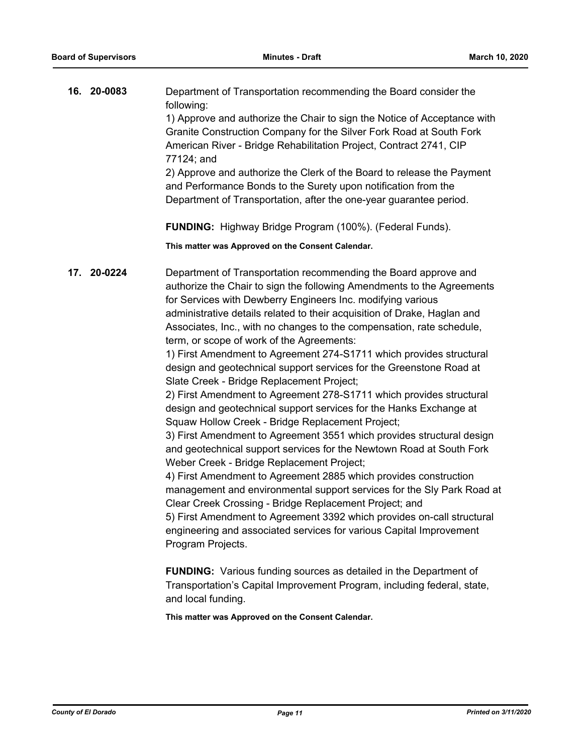**16. 20-0083** Department of Transportation recommending the Board consider the following:

1) Approve and authorize the Chair to sign the Notice of Acceptance with Granite Construction Company for the Silver Fork Road at South Fork American River - Bridge Rehabilitation Project, Contract 2741, CIP 77124; and

2) Approve and authorize the Clerk of the Board to release the Payment and Performance Bonds to the Surety upon notification from the Department of Transportation, after the one-year guarantee period.

**FUNDING:** Highway Bridge Program (100%). (Federal Funds).

**This matter was Approved on the Consent Calendar.**

**17. 20-0224** Department of Transportation recommending the Board approve and authorize the Chair to sign the following Amendments to the Agreements for Services with Dewberry Engineers Inc. modifying various administrative details related to their acquisition of Drake, Haglan and Associates, Inc., with no changes to the compensation, rate schedule, term, or scope of work of the Agreements:

1) First Amendment to Agreement 274-S1711 which provides structural design and geotechnical support services for the Greenstone Road at Slate Creek - Bridge Replacement Project;

2) First Amendment to Agreement 278-S1711 which provides structural design and geotechnical support services for the Hanks Exchange at Squaw Hollow Creek - Bridge Replacement Project;

3) First Amendment to Agreement 3551 which provides structural design and geotechnical support services for the Newtown Road at South Fork Weber Creek - Bridge Replacement Project;

4) First Amendment to Agreement 2885 which provides construction management and environmental support services for the Sly Park Road at Clear Creek Crossing - Bridge Replacement Project; and

5) First Amendment to Agreement 3392 which provides on-call structural engineering and associated services for various Capital Improvement Program Projects.

**FUNDING:** Various funding sources as detailed in the Department of Transportation's Capital Improvement Program, including federal, state, and local funding.

**This matter was Approved on the Consent Calendar.**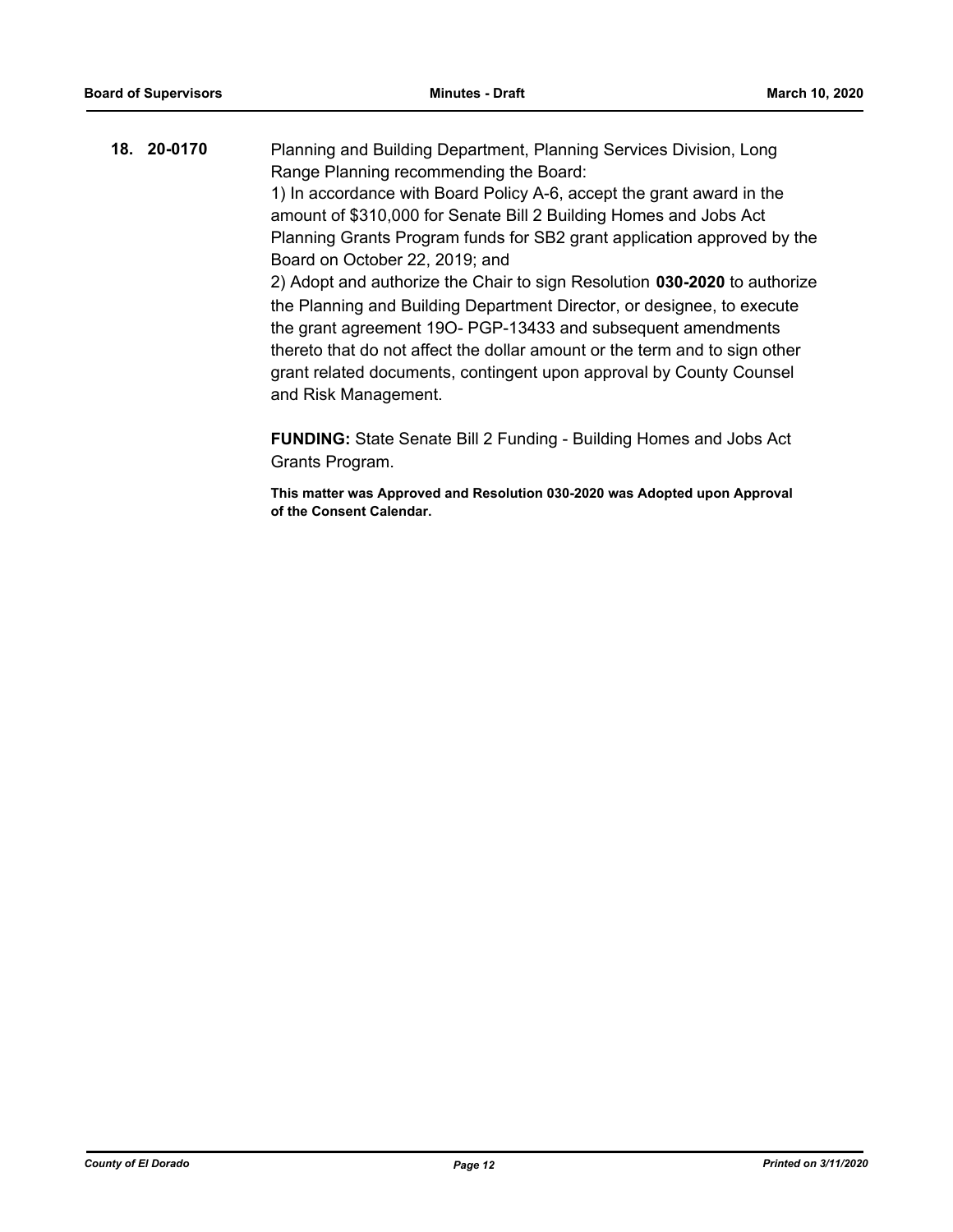**18. 20-0170** Planning and Building Department, Planning Services Division, Long Range Planning recommending the Board:

1) In accordance with Board Policy A-6, accept the grant award in the amount of $310,000 for Senate Bill 2 Building Homes and Jobs Act Planning Grants Program funds for SB2 grant application approved by the Board on October 22, 2019; and

2) Adopt and authorize the Chair to sign Resolution **030-2020** to authorize the Planning and Building Department Director, or designee, to execute the grant agreement 19O- PGP-13433 and subsequent amendments thereto that do not affect the dollar amount or the term and to sign other grant related documents, contingent upon approval by County Counsel and Risk Management.

**FUNDING:** State Senate Bill 2 Funding - Building Homes and Jobs Act Grants Program.

**This matter was Approved and Resolution 030-2020 was Adopted upon Approval of the Consent Calendar.**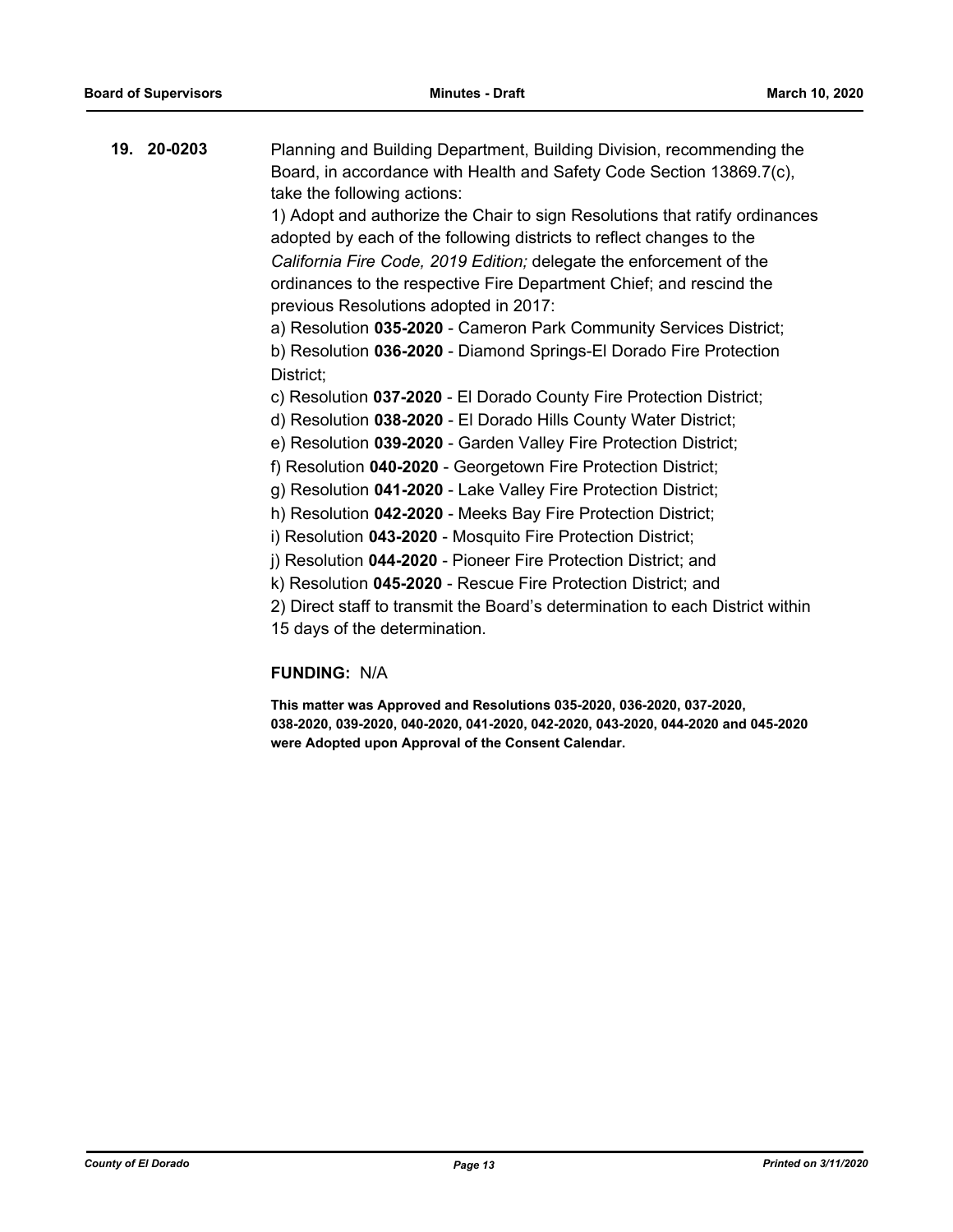**19. 20-0203**

Planning and Building Department, Building Division, recommending the Board, in accordance with Health and Safety Code Section 13869.7(c), take the following actions:

1) Adopt and authorize the Chair to sign Resolutions that ratify ordinances adopted by each of the following districts to reflect changes to the *California Fire Code, 2019 Edition;* delegate the enforcement of the ordinances to the respective Fire Department Chief; and rescind the previous Resolutions adopted in 2017:

a) Resolution **035-2020** - Cameron Park Community Services District;

b) Resolution **036-2020** - Diamond Springs-El Dorado Fire Protection District;

c) Resolution **037-2020** - El Dorado County Fire Protection District;

d) Resolution **038-2020** - El Dorado Hills County Water District;

e) Resolution **039-2020** - Garden Valley Fire Protection District;

f) Resolution **040-2020** - Georgetown Fire Protection District;

g) Resolution **041-2020** - Lake Valley Fire Protection District;

h) Resolution **042-2020** - Meeks Bay Fire Protection District;

i) Resolution **043-2020** - Mosquito Fire Protection District;

j) Resolution **044-2020** - Pioneer Fire Protection District; and

k) Resolution **045-2020** - Rescue Fire Protection District; and

2) Direct staff to transmit the Board's determination to each District within 15 days of the determination.

**FUNDING:** N/A

**This matter was Approved and Resolutions 035-2020, 036-2020, 037-2020, 038-2020, 039-2020, 040-2020, 041-2020, 042-2020, 043-2020, 044-2020 and 045-2020 were Adopted upon Approval of the Consent Calendar.**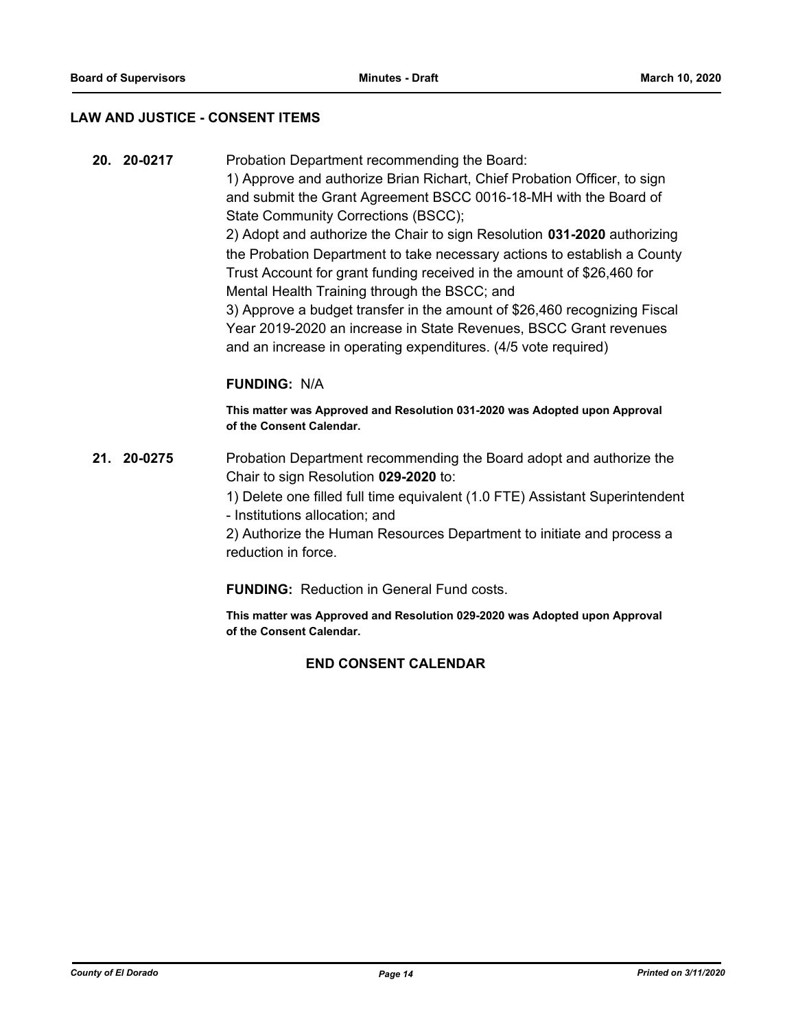## LAW AND JUSTICE - CONSENT ITEMS

**20. 20-0217** Probation Department recommending the Board:

1) Approve and authorize Brian Richart, Chief Probation Officer, to sign and submit the Grant Agreement BSCC 0016-18-MH with the Board of State Community Corrections (BSCC);

2) Adopt and authorize the Chair to sign Resolution **031-2020** authorizing the Probation Department to take necessary actions to establish a County Trust Account for grant funding received in the amount of $26,460 for Mental Health Training through the BSCC; and

3) Approve a budget transfer in the amount of $26,460 recognizing Fiscal Year 2019-2020 an increase in State Revenues, BSCC Grant revenues and an increase in operating expenditures. (4/5 vote required)

**FUNDING:** N/A

**This matter was Approved and Resolution 031-2020 was Adopted upon Approval of the Consent Calendar.**

**21. 20-0275** Probation Department recommending the Board adopt and authorize the Chair to sign Resolution **029-2020** to:

1) Delete one filled full time equivalent (1.0 FTE) Assistant Superintendent - Institutions allocation; and

2) Authorize the Human Resources Department to initiate and process a reduction in force.

**FUNDING:** Reduction in General Fund costs.

**This matter was Approved and Resolution 029-2020 was Adopted upon Approval of the Consent Calendar.**

**END CONSENT CALENDAR**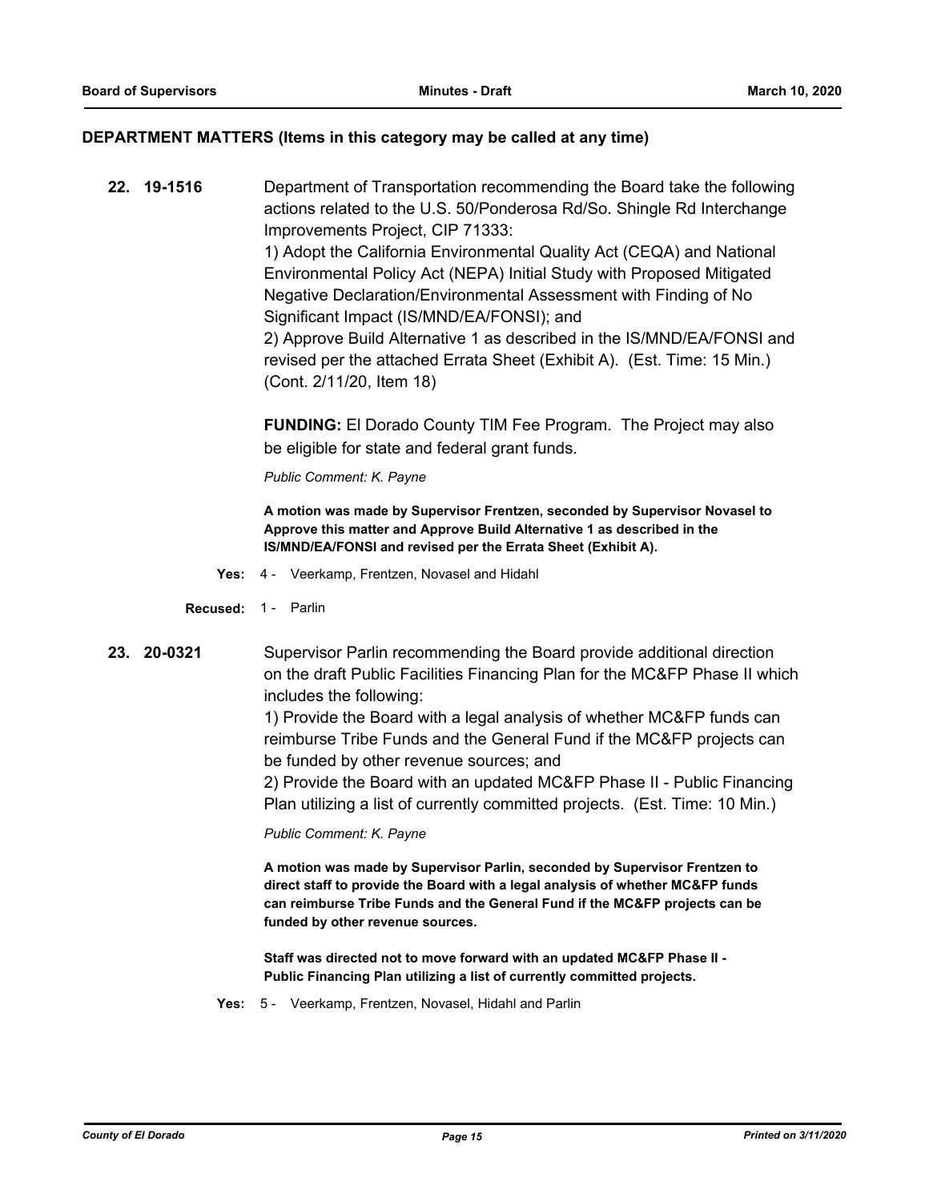## DEPARTMENT MATTERS (Items in this category may be called at any time)

**22. 19-1516** Department of Transportation recommending the Board take the following actions related to the U.S. 50/Ponderosa Rd/So. Shingle Rd Interchange Improvements Project, CIP 71333:
1) Adopt the California Environmental Quality Act (CEQA) and National Environmental Policy Act (NEPA) Initial Study with Proposed Mitigated Negative Declaration/Environmental Assessment with Finding of No Significant Impact (IS/MND/EA/FONSI); and
2) Approve Build Alternative 1 as described in the IS/MND/EA/FONSI and revised per the attached Errata Sheet (Exhibit A). (Est. Time: 15 Min.) (Cont. 2/11/20, Item 18)

**FUNDING:** El Dorado County TIM Fee Program. The Project may also be eligible for state and federal grant funds.

*Public Comment: K. Payne*

**A motion was made by Supervisor Frentzen, seconded by Supervisor Novasel to Approve this matter and Approve Build Alternative 1 as described in the IS/MND/EA/FONSI and revised per the Errata Sheet (Exhibit A).**

**Yes:** 4 - Veerkamp, Frentzen, Novasel and Hidahl

**Recused:** 1 - Parlin

**23. 20-0321** Supervisor Parlin recommending the Board provide additional direction on the draft Public Facilities Financing Plan for the MC&FP Phase II which includes the following:
1) Provide the Board with a legal analysis of whether MC&FP funds can reimburse Tribe Funds and the General Fund if the MC&FP projects can be funded by other revenue sources; and
2) Provide the Board with an updated MC&FP Phase II - Public Financing Plan utilizing a list of currently committed projects. (Est. Time: 10 Min.)

*Public Comment: K. Payne*

**A motion was made by Supervisor Parlin, seconded by Supervisor Frentzen to direct staff to provide the Board with a legal analysis of whether MC&FP funds can reimburse Tribe Funds and the General Fund if the MC&FP projects can be funded by other revenue sources.**

**Staff was directed not to move forward with an updated MC&FP Phase II - Public Financing Plan utilizing a list of currently committed projects.**

**Yes:** 5 - Veerkamp, Frentzen, Novasel, Hidahl and Parlin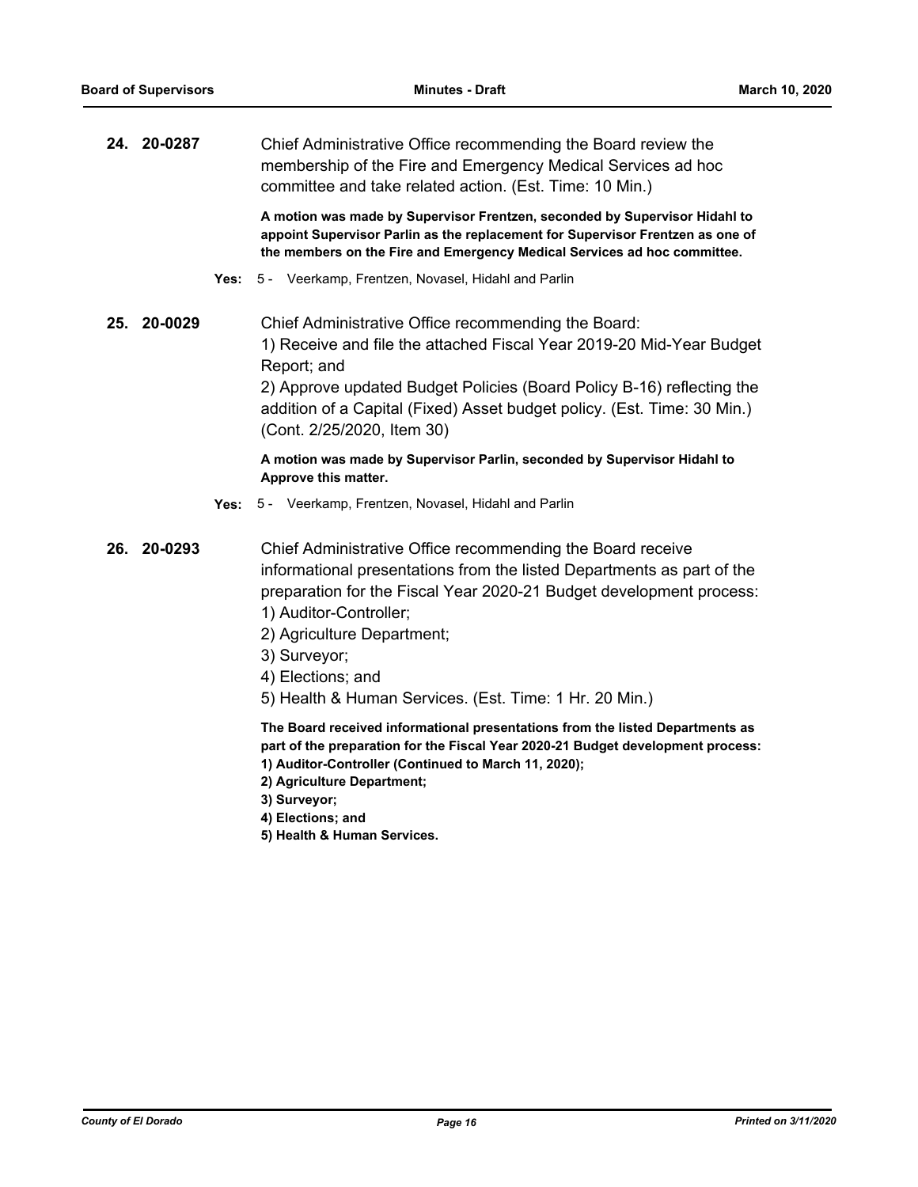**24. 20-0287**

Chief Administrative Office recommending the Board review the membership of the Fire and Emergency Medical Services ad hoc committee and take related action. (Est. Time: 10 Min.)

**A motion was made by Supervisor Frentzen, seconded by Supervisor Hidahl to appoint Supervisor Parlin as the replacement for Supervisor Frentzen as one of the members on the Fire and Emergency Medical Services ad hoc committee.**

**Yes:** 5 - Veerkamp, Frentzen, Novasel, Hidahl and Parlin

**25. 20-0029**

Chief Administrative Office recommending the Board:
1) Receive and file the attached Fiscal Year 2019-20 Mid-Year Budget Report; and
2) Approve updated Budget Policies (Board Policy B-16) reflecting the addition of a Capital (Fixed) Asset budget policy. (Est. Time: 30 Min.) (Cont. 2/25/2020, Item 30)

**A motion was made by Supervisor Parlin, seconded by Supervisor Hidahl to Approve this matter.**

**Yes:** 5 - Veerkamp, Frentzen, Novasel, Hidahl and Parlin

**26. 20-0293**

Chief Administrative Office recommending the Board receive informational presentations from the listed Departments as part of the preparation for the Fiscal Year 2020-21 Budget development process:
1) Auditor-Controller;
2) Agriculture Department;
3) Surveyor;
4) Elections; and
5) Health & Human Services. (Est. Time: 1 Hr. 20 Min.)

**The Board received informational presentations from the listed Departments as part of the preparation for the Fiscal Year 2020-21 Budget development process:**
**1) Auditor-Controller (Continued to March 11, 2020);**
**2) Agriculture Department;**
**3) Surveyor;**
**4) Elections; and**
**5) Health & Human Services.**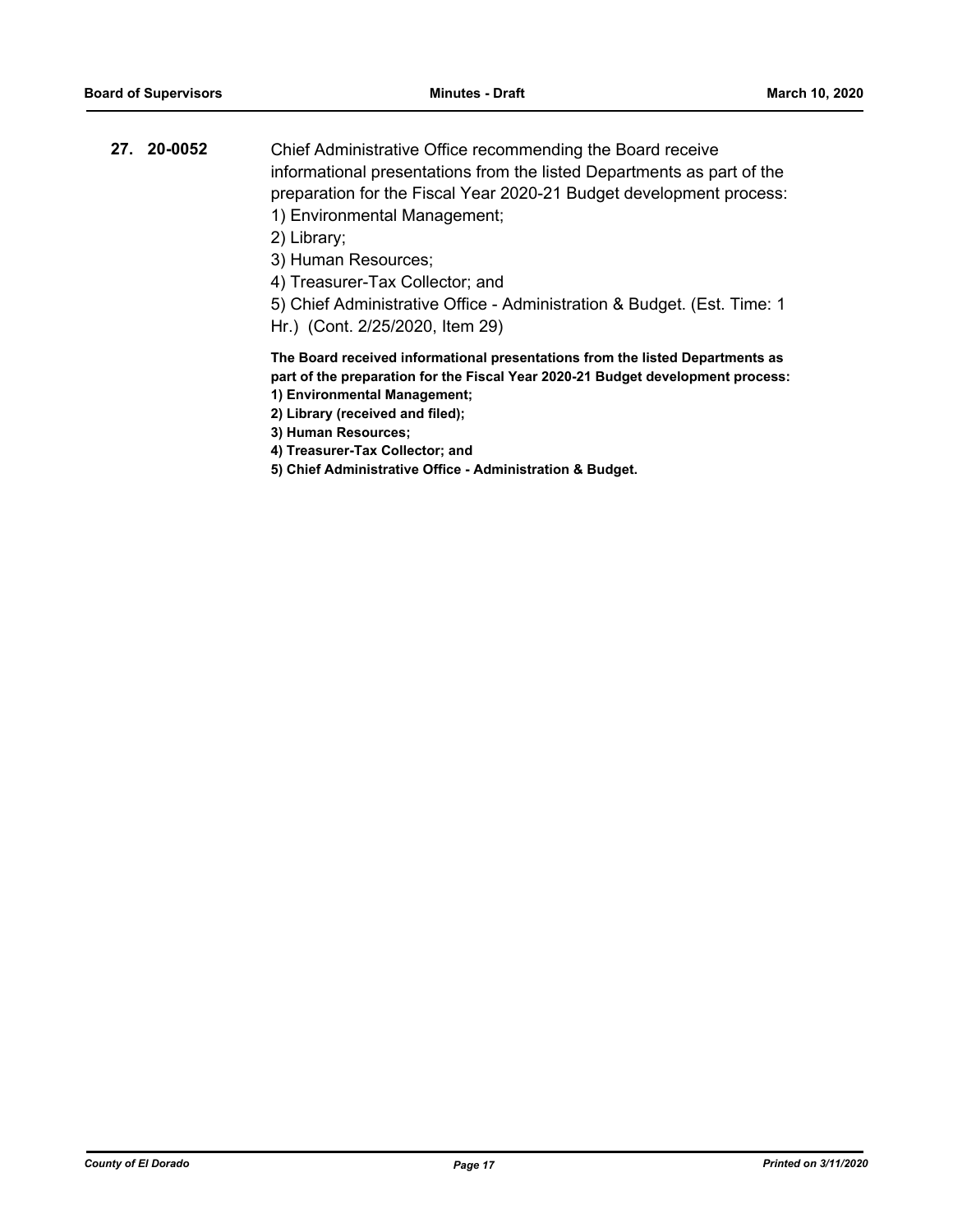**27. 20-0052**

Chief Administrative Office recommending the Board receive informational presentations from the listed Departments as part of the preparation for the Fiscal Year 2020-21 Budget development process:
1) Environmental Management;
2) Library;
3) Human Resources;
4) Treasurer-Tax Collector; and
5) Chief Administrative Office - Administration & Budget. (Est. Time: 1 Hr.) (Cont. 2/25/2020, Item 29)

**The Board received informational presentations from the listed Departments as part of the preparation for the Fiscal Year 2020-21 Budget development process:**
**1) Environmental Management;**
**2) Library (received and filed);**
**3) Human Resources;**
**4) Treasurer-Tax Collector; and**
**5) Chief Administrative Office - Administration & Budget.**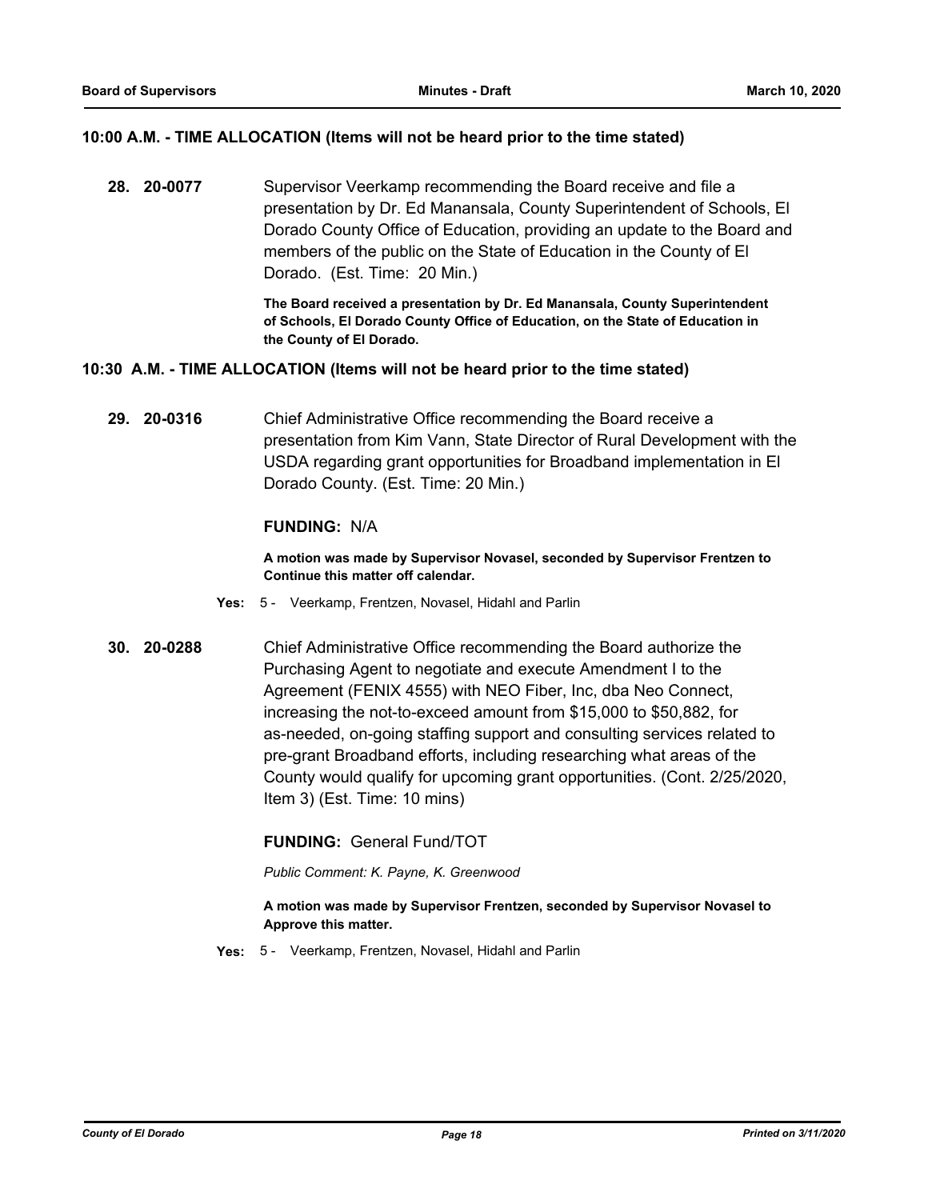**10:00 A.M. - TIME ALLOCATION (Items will not be heard prior to the time stated)**

**28. 20-0077** Supervisor Veerkamp recommending the Board receive and file a presentation by Dr. Ed Manansala, County Superintendent of Schools, El Dorado County Office of Education, providing an update to the Board and members of the public on the State of Education in the County of El Dorado. (Est. Time: 20 Min.)

**The Board received a presentation by Dr. Ed Manansala, County Superintendent of Schools, El Dorado County Office of Education, on the State of Education in the County of El Dorado.**

**10:30 A.M. - TIME ALLOCATION (Items will not be heard prior to the time stated)**

**29. 20-0316** Chief Administrative Office recommending the Board receive a presentation from Kim Vann, State Director of Rural Development with the USDA regarding grant opportunities for Broadband implementation in El Dorado County. (Est. Time: 20 Min.)

**FUNDING:** N/A

**A motion was made by Supervisor Novasel, seconded by Supervisor Frentzen to Continue this matter off calendar.**

**Yes:** 5 - Veerkamp, Frentzen, Novasel, Hidahl and Parlin

**30. 20-0288** Chief Administrative Office recommending the Board authorize the Purchasing Agent to negotiate and execute Amendment I to the Agreement (FENIX 4555) with NEO Fiber, Inc, dba Neo Connect, increasing the not-to-exceed amount from $15,000 to $50,882, for as-needed, on-going staffing support and consulting services related to pre-grant Broadband efforts, including researching what areas of the County would qualify for upcoming grant opportunities. (Cont. 2/25/2020, Item 3) (Est. Time: 10 mins)

**FUNDING:** General Fund/TOT

*Public Comment: K. Payne, K. Greenwood*

**A motion was made by Supervisor Frentzen, seconded by Supervisor Novasel to Approve this matter.**

**Yes:** 5 - Veerkamp, Frentzen, Novasel, Hidahl and Parlin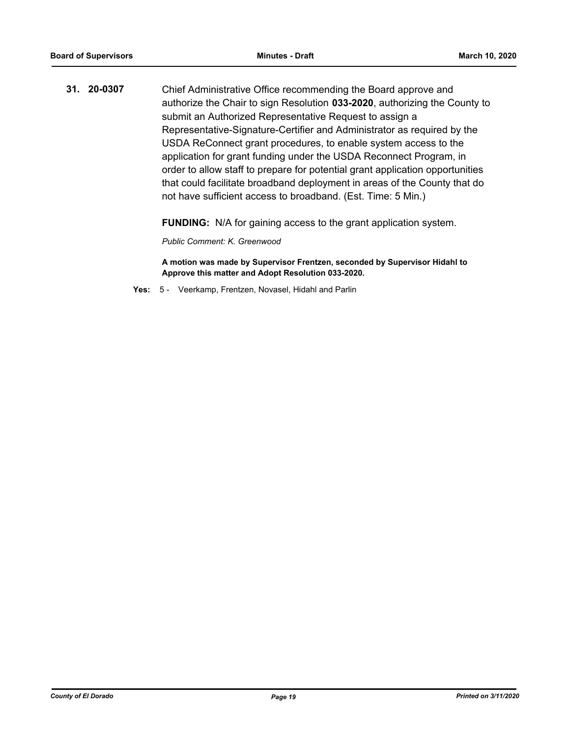**31. 20-0307** Chief Administrative Office recommending the Board approve and authorize the Chair to sign Resolution **033-2020**, authorizing the County to submit an Authorized Representative Request to assign a Representative-Signature-Certifier and Administrator as required by the USDA ReConnect grant procedures, to enable system access to the application for grant funding under the USDA Reconnect Program, in order to allow staff to prepare for potential grant application opportunities that could facilitate broadband deployment in areas of the County that do not have sufficient access to broadband. (Est. Time: 5 Min.)

**FUNDING:** N/A for gaining access to the grant application system.

*Public Comment: K. Greenwood*

**A motion was made by Supervisor Frentzen, seconded by Supervisor Hidahl to Approve this matter and Adopt Resolution 033-2020.**

**Yes:** 5 - Veerkamp, Frentzen, Novasel, Hidahl and Parlin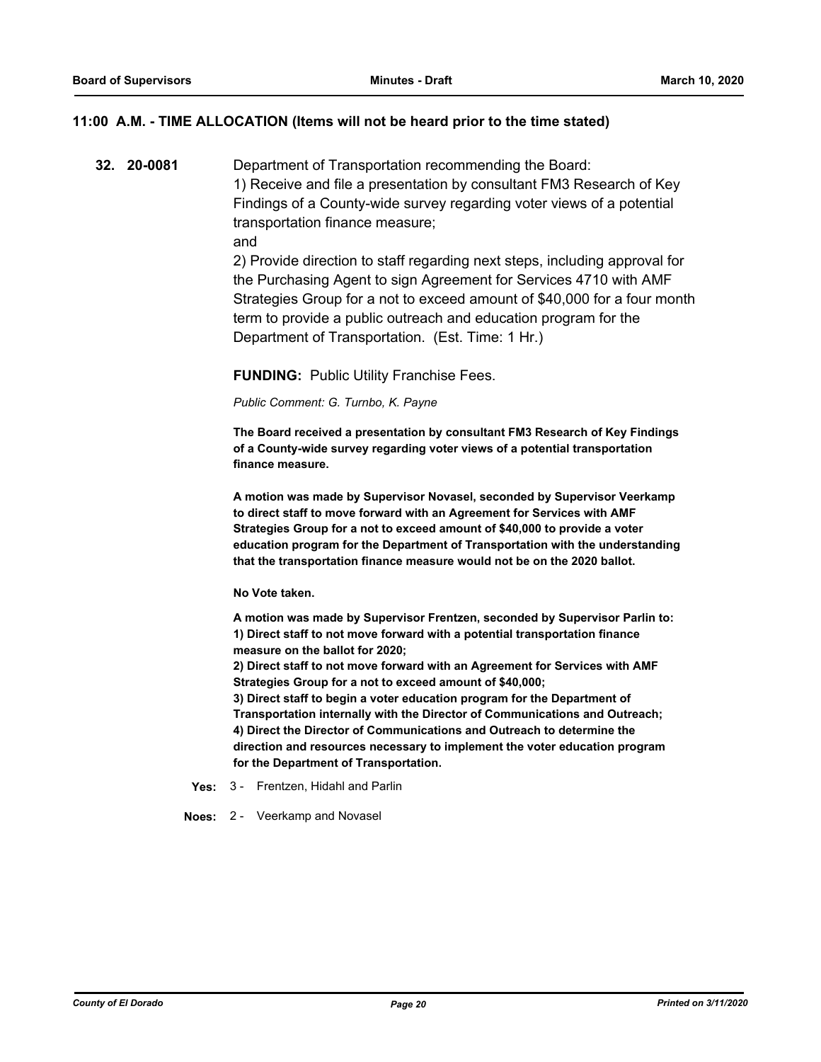## 11:00 A.M. - TIME ALLOCATION (Items will not be heard prior to the time stated)

**32. 20-0081** Department of Transportation recommending the Board:
1) Receive and file a presentation by consultant FM3 Research of Key Findings of a County-wide survey regarding voter views of a potential transportation finance measure;
and
2) Provide direction to staff regarding next steps, including approval for the Purchasing Agent to sign Agreement for Services 4710 with AMF Strategies Group for a not to exceed amount of $40,000 for a four month term to provide a public outreach and education program for the Department of Transportation. (Est. Time: 1 Hr.)

**FUNDING:** Public Utility Franchise Fees.

*Public Comment: G. Turnbo, K. Payne*

**The Board received a presentation by consultant FM3 Research of Key Findings of a County-wide survey regarding voter views of a potential transportation finance measure.**

**A motion was made by Supervisor Novasel, seconded by Supervisor Veerkamp to direct staff to move forward with an Agreement for Services with AMF Strategies Group for a not to exceed amount of $40,000 to provide a voter education program for the Department of Transportation with the understanding that the transportation finance measure would not be on the 2020 ballot.**

**No Vote taken.**

**A motion was made by Supervisor Frentzen, seconded by Supervisor Parlin to:**
**1) Direct staff to not move forward with a potential transportation finance measure on the ballot for 2020;**
**2) Direct staff to not move forward with an Agreement for Services with AMF Strategies Group for a not to exceed amount of $40,000;**
**3) Direct staff to begin a voter education program for the Department of Transportation internally with the Director of Communications and Outreach;**
**4) Direct the Director of Communications and Outreach to determine the direction and resources necessary to implement the voter education program for the Department of Transportation.**

**Yes:** 3 - Frentzen, Hidahl and Parlin

**Noes:** 2 - Veerkamp and Novasel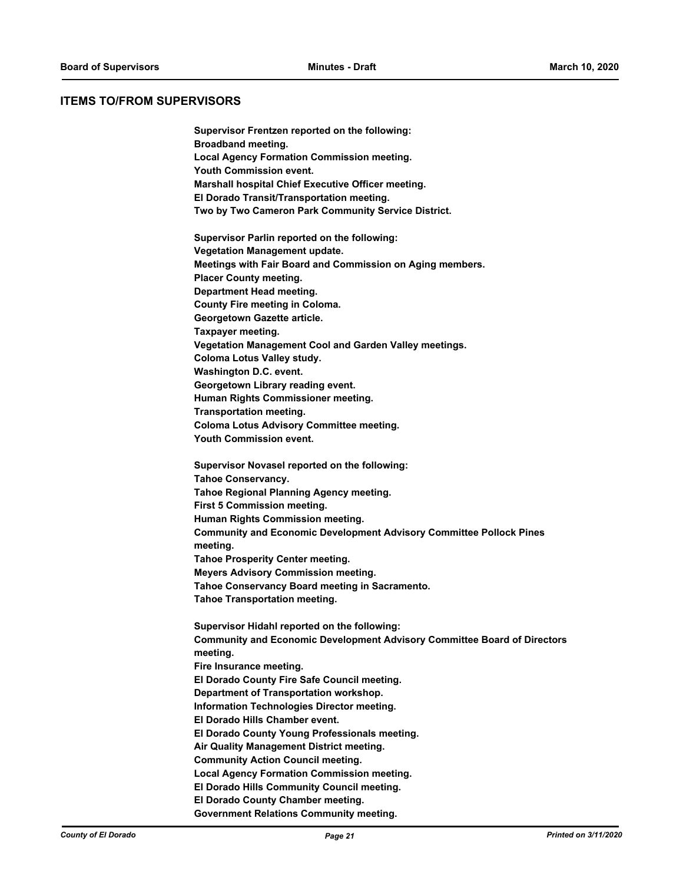## ITEMS TO/FROM SUPERVISORS

**Supervisor Frentzen reported on the following:**
**Broadband meeting.**
**Local Agency Formation Commission meeting.**
**Youth Commission event.**
**Marshall hospital Chief Executive Officer meeting.**
**El Dorado Transit/Transportation meeting.**
**Two by Two Cameron Park Community Service District.**

**Supervisor Parlin reported on the following:**
**Vegetation Management update.**
**Meetings with Fair Board and Commission on Aging members.**
**Placer County meeting.**
**Department Head meeting.**
**County Fire meeting in Coloma.**
**Georgetown Gazette article.**
**Taxpayer meeting.**
**Vegetation Management Cool and Garden Valley meetings.**
**Coloma Lotus Valley study.**
**Washington D.C. event.**
**Georgetown Library reading event.**
**Human Rights Commissioner meeting.**
**Transportation meeting.**
**Coloma Lotus Advisory Committee meeting.**
**Youth Commission event.**

**Supervisor Novasel reported on the following:**
**Tahoe Conservancy.**
**Tahoe Regional Planning Agency meeting.**
**First 5 Commission meeting.**
**Human Rights Commission meeting.**
**Community and Economic Development Advisory Committee Pollock Pines meeting.**
**Tahoe Prosperity Center meeting.**
**Meyers Advisory Commission meeting.**
**Tahoe Conservancy Board meeting in Sacramento.**
**Tahoe Transportation meeting.**

**Supervisor Hidahl reported on the following:**
**Community and Economic Development Advisory Committee Board of Directors meeting.**
**Fire Insurance meeting.**
**El Dorado County Fire Safe Council meeting.**
**Department of Transportation workshop.**
**Information Technologies Director meeting.**
**El Dorado Hills Chamber event.**
**El Dorado County Young Professionals meeting.**
**Air Quality Management District meeting.**
**Community Action Council meeting.**
**Local Agency Formation Commission meeting.**
**El Dorado Hills Community Council meeting.**
**El Dorado County Chamber meeting.**
**Government Relations Community meeting.**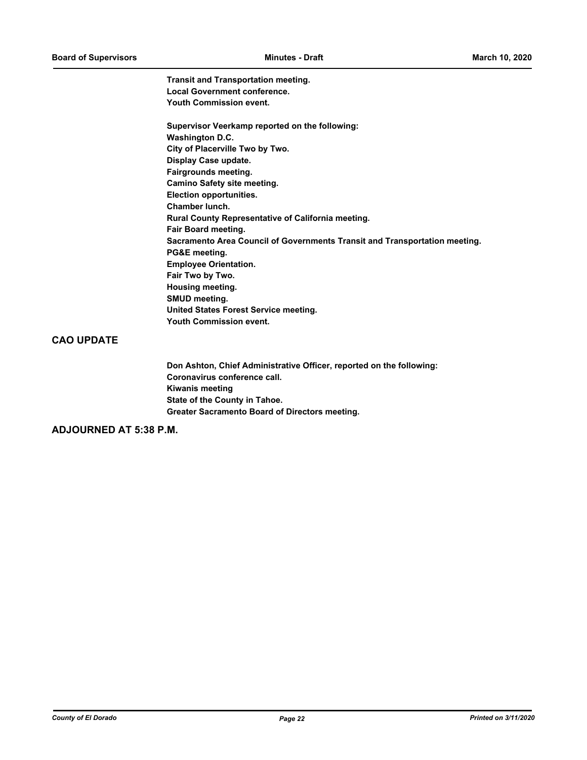**Transit and Transportation meeting.**
**Local Government conference.**
**Youth Commission event.**

**Supervisor Veerkamp reported on the following:**
**Washington D.C.**
**City of Placerville Two by Two.**
**Display Case update.**
**Fairgrounds meeting.**
**Camino Safety site meeting.**
**Election opportunities.**
**Chamber lunch.**
**Rural County Representative of California meeting.**
**Fair Board meeting.**
**Sacramento Area Council of Governments Transit and Transportation meeting.**
**PG&E meeting.**
**Employee Orientation.**
**Fair Two by Two.**
**Housing meeting.**
**SMUD meeting.**
**United States Forest Service meeting.**
**Youth Commission event.**

## CAO UPDATE

**Don Ashton, Chief Administrative Officer, reported on the following:**
**Coronavirus conference call.**
**Kiwanis meeting**
**State of the County in Tahoe.**
**Greater Sacramento Board of Directors meeting.**

## ADJOURNED AT 5:38 P.M.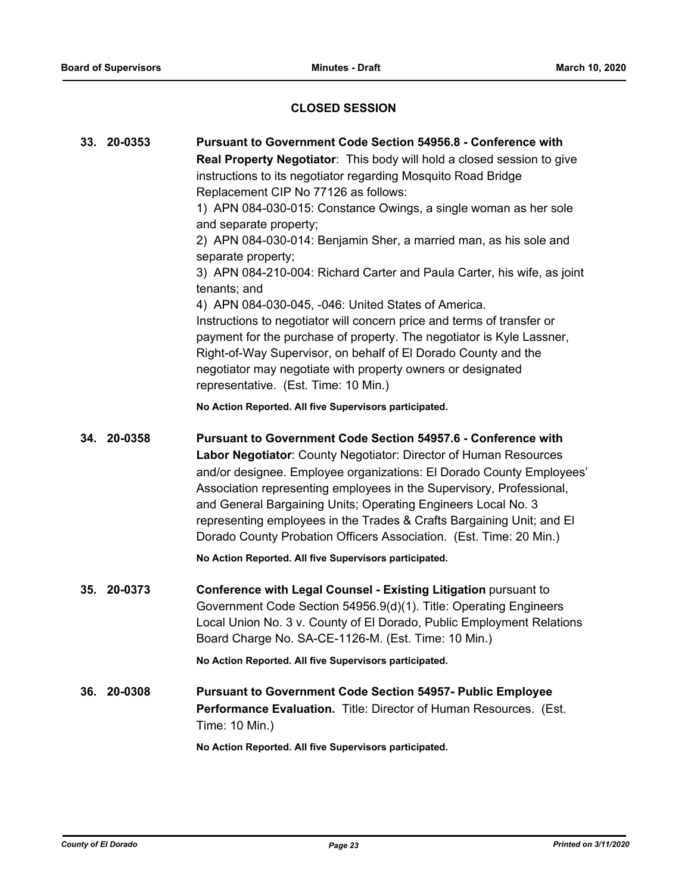## CLOSED SESSION

**33. 20-0353** **Pursuant to Government Code Section 54956.8 - Conference with Real Property Negotiator**: This body will hold a closed session to give instructions to its negotiator regarding Mosquito Road Bridge Replacement CIP No 77126 as follows:

1) APN 084-030-015: Constance Owings, a single woman as her sole and separate property;
2) APN 084-030-014: Benjamin Sher, a married man, as his sole and separate property;
3) APN 084-210-004: Richard Carter and Paula Carter, his wife, as joint tenants; and
4) APN 084-030-045, -046: United States of America.

Instructions to negotiator will concern price and terms of transfer or payment for the purchase of property. The negotiator is Kyle Lassner, Right-of-Way Supervisor, on behalf of El Dorado County and the negotiator may negotiate with property owners or designated representative. (Est. Time: 10 Min.)

**No Action Reported. All five Supervisors participated.**

**34. 20-0358** **Pursuant to Government Code Section 54957.6 - Conference with Labor Negotiator**: County Negotiator: Director of Human Resources and/or designee. Employee organizations: El Dorado County Employees' Association representing employees in the Supervisory, Professional, and General Bargaining Units; Operating Engineers Local No. 3 representing employees in the Trades & Crafts Bargaining Unit; and El Dorado County Probation Officers Association. (Est. Time: 20 Min.)

**No Action Reported. All five Supervisors participated.**

**35. 20-0373** **Conference with Legal Counsel - Existing Litigation** pursuant to Government Code Section 54956.9(d)(1). Title: Operating Engineers Local Union No. 3 v. County of El Dorado, Public Employment Relations Board Charge No. SA-CE-1126-M. (Est. Time: 10 Min.)

**No Action Reported. All five Supervisors participated.**

**36. 20-0308** **Pursuant to Government Code Section 54957- Public Employee Performance Evaluation.** Title: Director of Human Resources. (Est. Time: 10 Min.)

**No Action Reported. All five Supervisors participated.**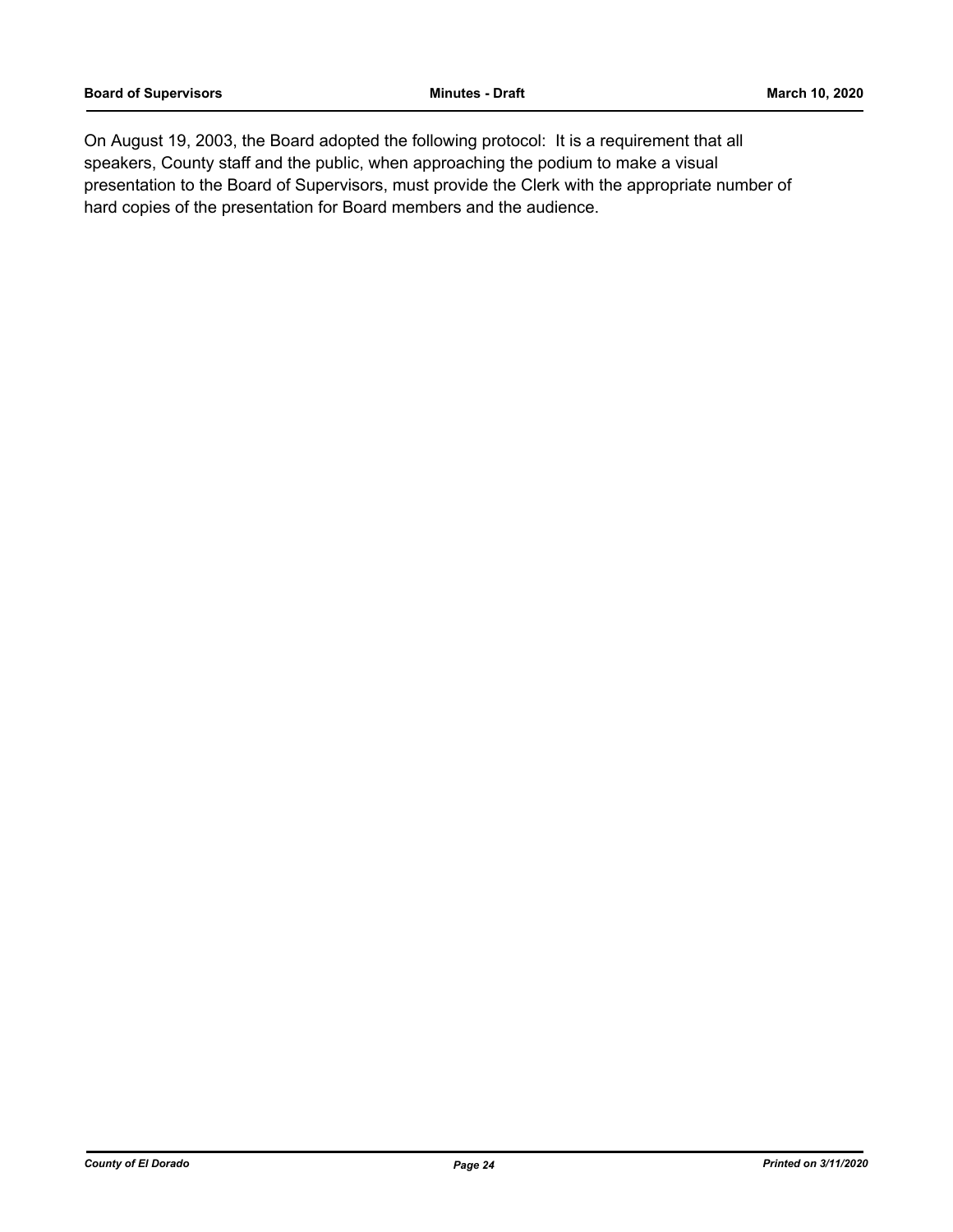On August 19, 2003, the Board adopted the following protocol: It is a requirement that all speakers, County staff and the public, when approaching the podium to make a visual presentation to the Board of Supervisors, must provide the Clerk with the appropriate number of hard copies of the presentation for Board members and the audience.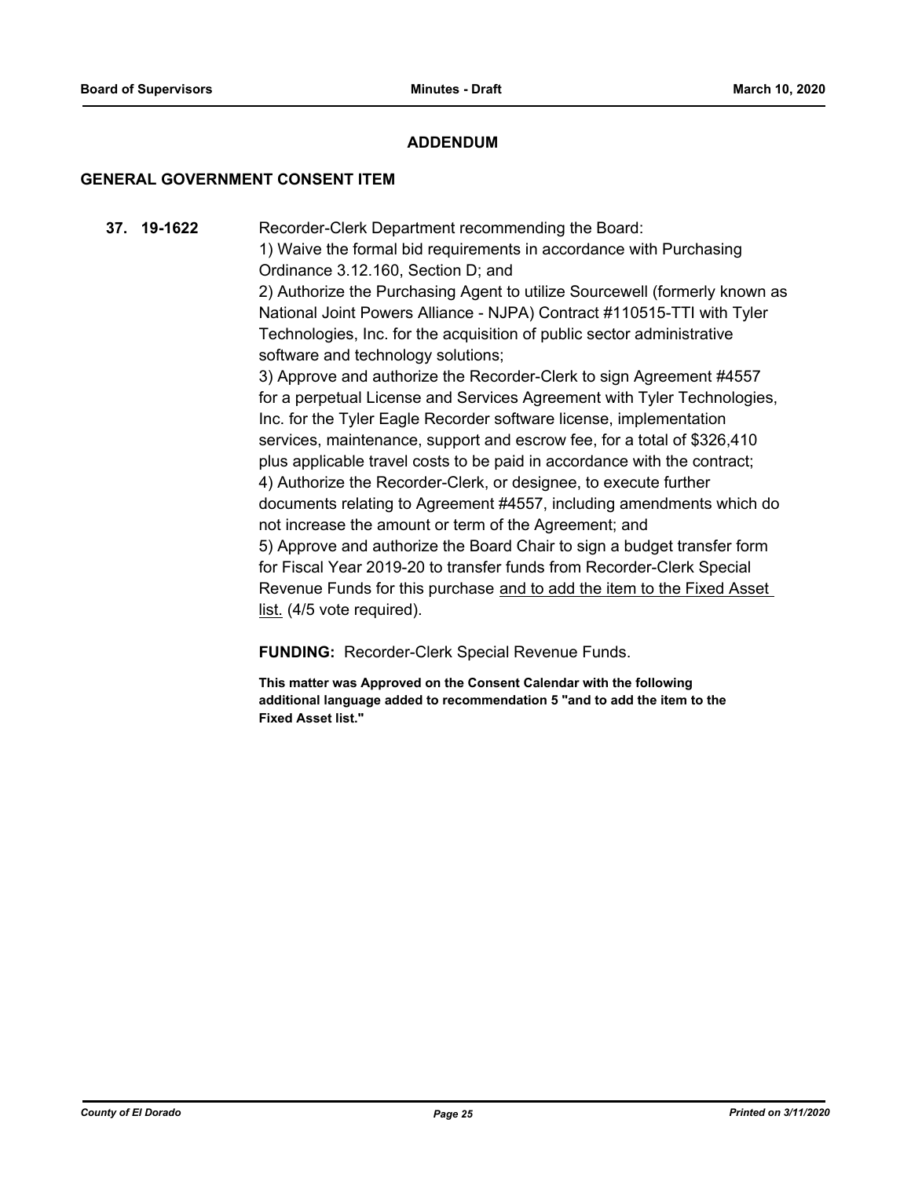## ADDENDUM

### GENERAL GOVERNMENT CONSENT ITEM

**37. 19-1622** Recorder-Clerk Department recommending the Board:

1) Waive the formal bid requirements in accordance with Purchasing Ordinance 3.12.160, Section D; and
2) Authorize the Purchasing Agent to utilize Sourcewell (formerly known as National Joint Powers Alliance - NJPA) Contract #110515-TTI with Tyler Technologies, Inc. for the acquisition of public sector administrative software and technology solutions;
3) Approve and authorize the Recorder-Clerk to sign Agreement #4557 for a perpetual License and Services Agreement with Tyler Technologies, Inc. for the Tyler Eagle Recorder software license, implementation services, maintenance, support and escrow fee, for a total of $326,410 plus applicable travel costs to be paid in accordance with the contract;
4) Authorize the Recorder-Clerk, or designee, to execute further documents relating to Agreement #4557, including amendments which do not increase the amount or term of the Agreement; and
5) Approve and authorize the Board Chair to sign a budget transfer form for Fiscal Year 2019-20 to transfer funds from Recorder-Clerk Special Revenue Funds for this purchase and to add the item to the Fixed Asset list. (4/5 vote required).

**FUNDING:** Recorder-Clerk Special Revenue Funds.

**This matter was Approved on the Consent Calendar with the following additional language added to recommendation 5 "and to add the item to the Fixed Asset list."**